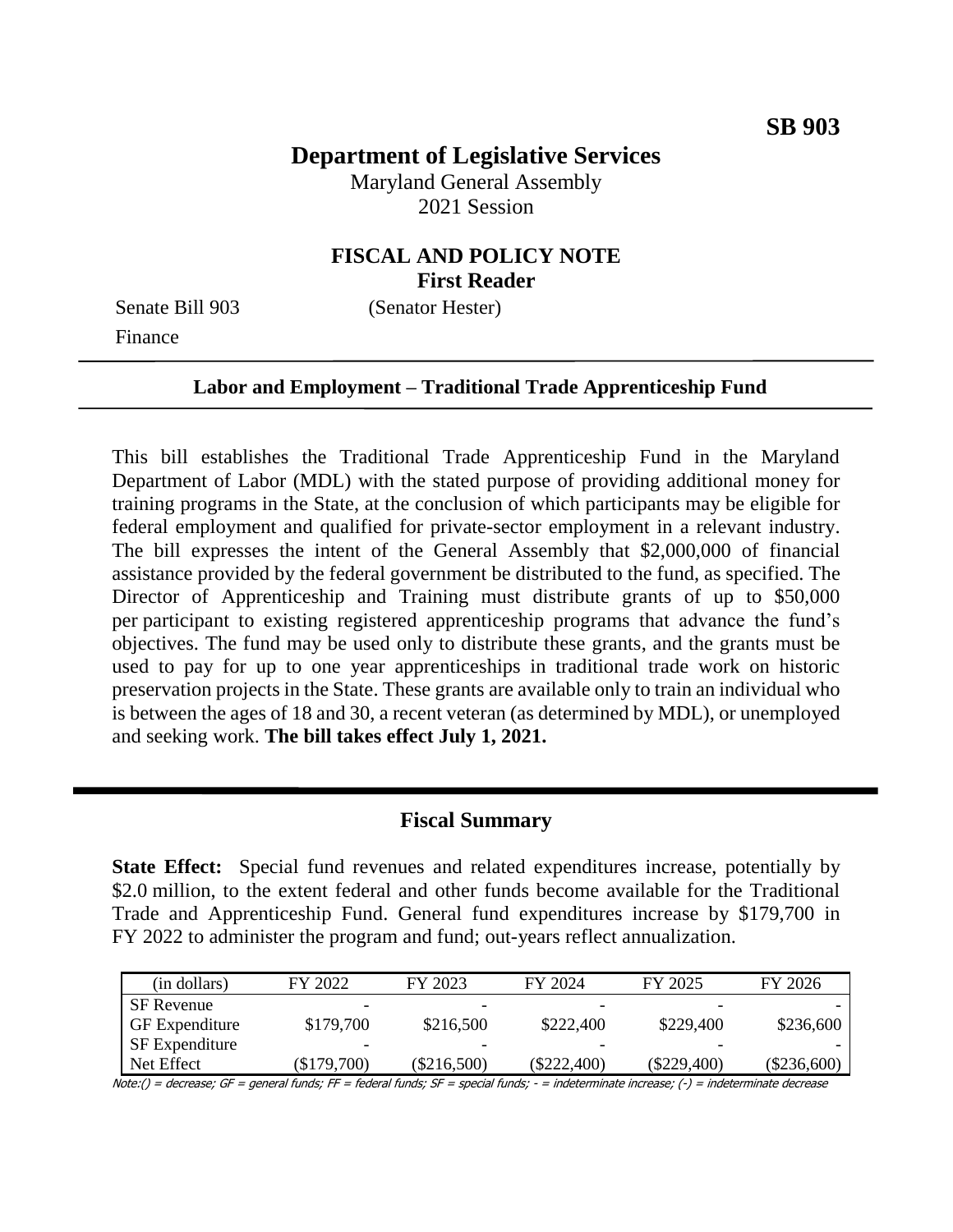**SB 903**

# Department of Legislative Services

Maryland General Assembly
2021 Session

## FISCAL AND POLICY NOTE
**First Reader**

Senate Bill 903 (Senator Hester)
Finance

**Labor and Employment – Traditional Trade Apprenticeship Fund**

This bill establishes the Traditional Trade Apprenticeship Fund in the Maryland Department of Labor (MDL) with the stated purpose of providing additional money for training programs in the State, at the conclusion of which participants may be eligible for federal employment and qualified for private-sector employment in a relevant industry. The bill expresses the intent of the General Assembly that $2,000,000 of financial assistance provided by the federal government be distributed to the fund, as specified. The Director of Apprenticeship and Training must distribute grants of up to $50,000 per participant to existing registered apprenticeship programs that advance the fund's objectives. The fund may be used only to distribute these grants, and the grants must be used to pay for up to one year apprenticeships in traditional trade work on historic preservation projects in the State. These grants are available only to train an individual who is between the ages of 18 and 30, a recent veteran (as determined by MDL), or unemployed and seeking work. **The bill takes effect July 1, 2021.**

## Fiscal Summary

**State Effect:** Special fund revenues and related expenditures increase, potentially by $2.0 million, to the extent federal and other funds become available for the Traditional Trade and Apprenticeship Fund. General fund expenditures increase by $179,700 in FY 2022 to administer the program and fund; out-years reflect annualization.

| (in dollars) | FY 2022 | FY 2023 | FY 2024 | FY 2025 | FY 2026 |
|---|---|---|---|---|---|
| SF Revenue | - | - | - | - | - |
| GF Expenditure | $179,700 | $216,500 | $222,400 | $229,400 | $236,600 |
| SF Expenditure | - | - | - | - | - |
| Net Effect | ($179,700) | ($216,500) | ($222,400) | ($229,400) | ($236,600) |

Note:() = decrease; GF = general funds; FF = federal funds; SF = special funds; - = indeterminate increase; (-) = indeterminate decrease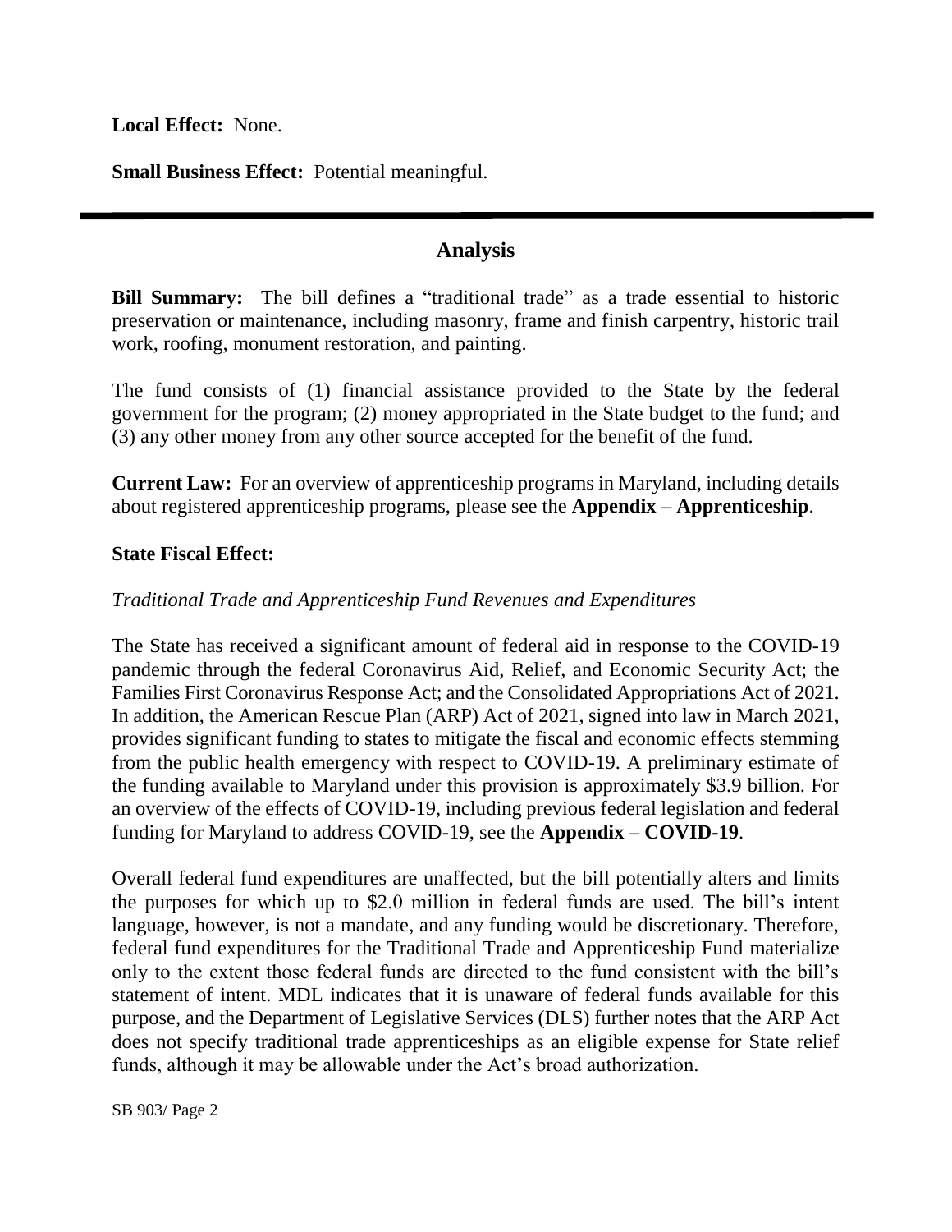**Local Effect:** None.

**Small Business Effect:** Potential meaningful.

## Analysis

**Bill Summary:** The bill defines a "traditional trade" as a trade essential to historic preservation or maintenance, including masonry, frame and finish carpentry, historic trail work, roofing, monument restoration, and painting.

The fund consists of (1) financial assistance provided to the State by the federal government for the program; (2) money appropriated in the State budget to the fund; and (3) any other money from any other source accepted for the benefit of the fund.

**Current Law:** For an overview of apprenticeship programs in Maryland, including details about registered apprenticeship programs, please see the **Appendix – Apprenticeship**.

**State Fiscal Effect:**

*Traditional Trade and Apprenticeship Fund Revenues and Expenditures*

The State has received a significant amount of federal aid in response to the COVID-19 pandemic through the federal Coronavirus Aid, Relief, and Economic Security Act; the Families First Coronavirus Response Act; and the Consolidated Appropriations Act of 2021. In addition, the American Rescue Plan (ARP) Act of 2021, signed into law in March 2021, provides significant funding to states to mitigate the fiscal and economic effects stemming from the public health emergency with respect to COVID-19. A preliminary estimate of the funding available to Maryland under this provision is approximately $3.9 billion. For an overview of the effects of COVID-19, including previous federal legislation and federal funding for Maryland to address COVID-19, see the **Appendix – COVID-19**.

Overall federal fund expenditures are unaffected, but the bill potentially alters and limits the purposes for which up to $2.0 million in federal funds are used. The bill's intent language, however, is not a mandate, and any funding would be discretionary. Therefore, federal fund expenditures for the Traditional Trade and Apprenticeship Fund materialize only to the extent those federal funds are directed to the fund consistent with the bill's statement of intent. MDL indicates that it is unaware of federal funds available for this purpose, and the Department of Legislative Services (DLS) further notes that the ARP Act does not specify traditional trade apprenticeships as an eligible expense for State relief funds, although it may be allowable under the Act's broad authorization.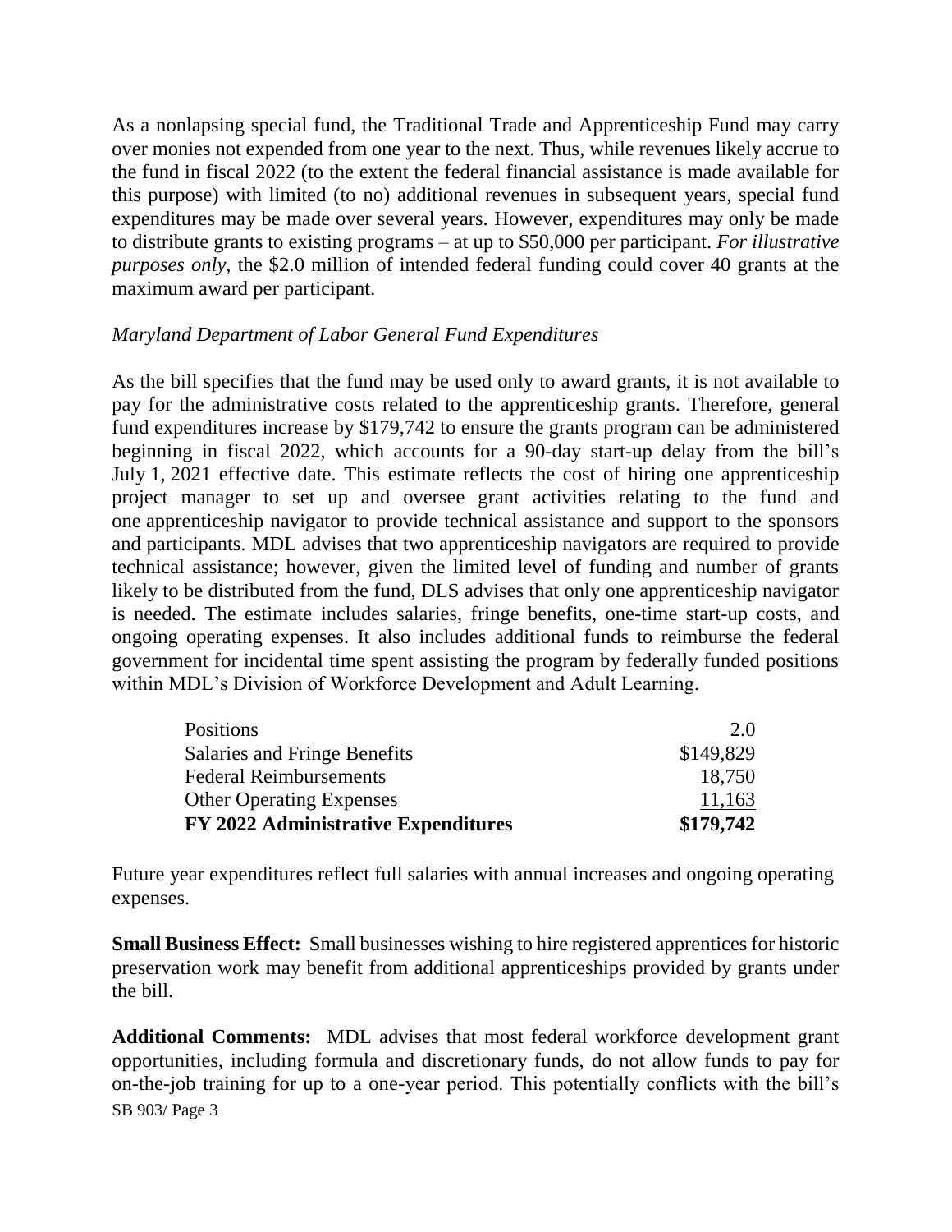As a nonlapsing special fund, the Traditional Trade and Apprenticeship Fund may carry over monies not expended from one year to the next. Thus, while revenues likely accrue to the fund in fiscal 2022 (to the extent the federal financial assistance is made available for this purpose) with limited (to no) additional revenues in subsequent years, special fund expenditures may be made over several years. However, expenditures may only be made to distribute grants to existing programs – at up to $50,000 per participant. *For illustrative purposes only*, the $2.0 million of intended federal funding could cover 40 grants at the maximum award per participant.

*Maryland Department of Labor General Fund Expenditures*

As the bill specifies that the fund may be used only to award grants, it is not available to pay for the administrative costs related to the apprenticeship grants. Therefore, general fund expenditures increase by $179,742 to ensure the grants program can be administered beginning in fiscal 2022, which accounts for a 90-day start-up delay from the bill's July 1, 2021 effective date. This estimate reflects the cost of hiring one apprenticeship project manager to set up and oversee grant activities relating to the fund and one apprenticeship navigator to provide technical assistance and support to the sponsors and participants. MDL advises that two apprenticeship navigators are required to provide technical assistance; however, given the limited level of funding and number of grants likely to be distributed from the fund, DLS advises that only one apprenticeship navigator is needed. The estimate includes salaries, fringe benefits, one-time start-up costs, and ongoing operating expenses. It also includes additional funds to reimburse the federal government for incidental time spent assisting the program by federally funded positions within MDL's Division of Workforce Development and Adult Learning.

| | |
|---|---|
| Positions | 2.0 |
| Salaries and Fringe Benefits | $149,829 |
| Federal Reimbursements | 18,750 |
| Other Operating Expenses | 11,163 |
| **FY 2022 Administrative Expenditures** | **$179,742** |

Future year expenditures reflect full salaries with annual increases and ongoing operating expenses.

**Small Business Effect:** Small businesses wishing to hire registered apprentices for historic preservation work may benefit from additional apprenticeships provided by grants under the bill.

**Additional Comments:** MDL advises that most federal workforce development grant opportunities, including formula and discretionary funds, do not allow funds to pay for on-the-job training for up to a one-year period. This potentially conflicts with the bill's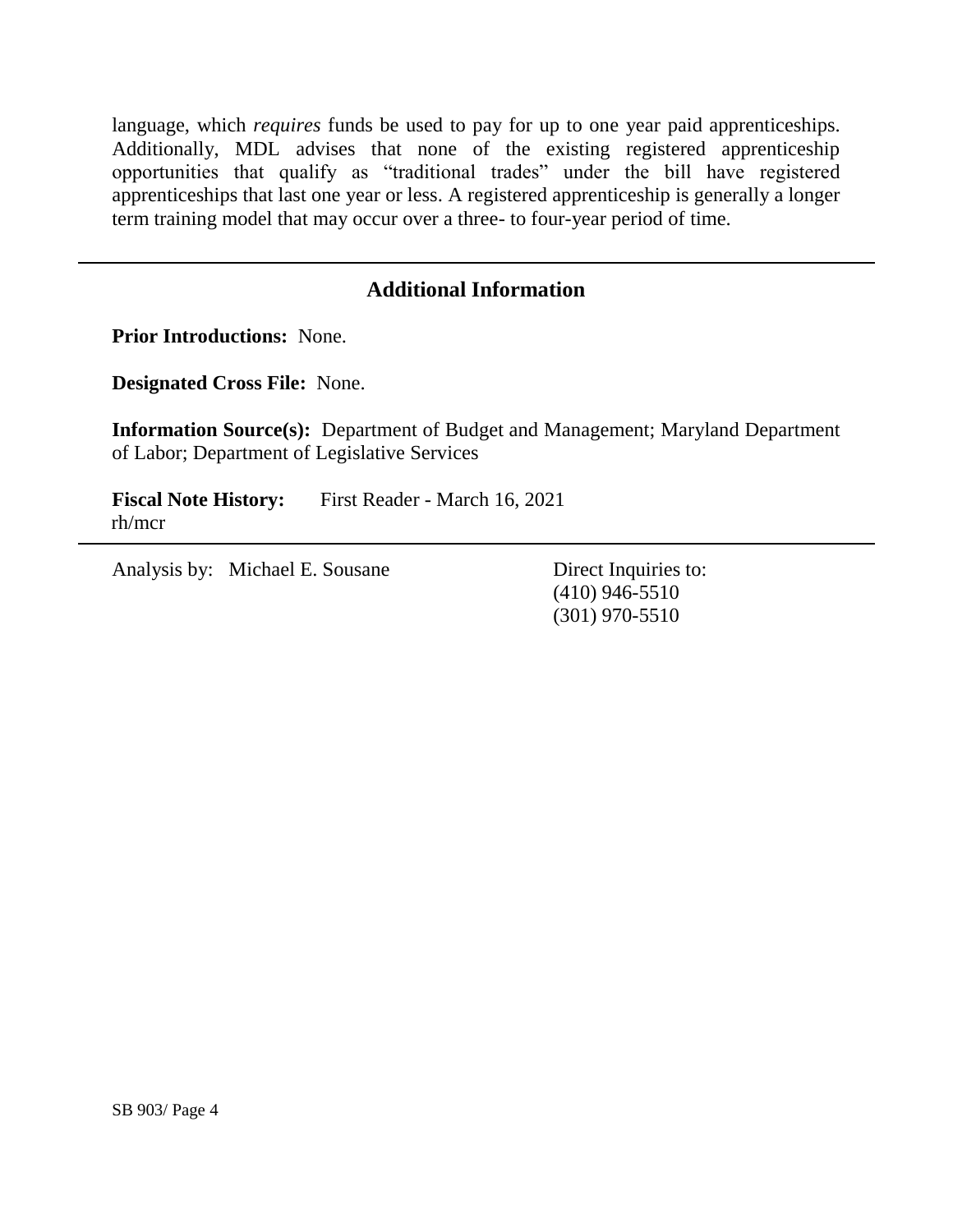language, which *requires* funds be used to pay for up to one year paid apprenticeships. Additionally, MDL advises that none of the existing registered apprenticeship opportunities that qualify as "traditional trades" under the bill have registered apprenticeships that last one year or less. A registered apprenticeship is generally a longer term training model that may occur over a three- to four-year period of time.

---

## Additional Information

**Prior Introductions:** None.

**Designated Cross File:** None.

**Information Source(s):** Department of Budget and Management; Maryland Department of Labor; Department of Legislative Services

**Fiscal Note History:** First Reader - March 16, 2021
rh/mcr

---

Analysis by: Michael E. Sousane

Direct Inquiries to:
(410) 946-5510
(301) 970-5510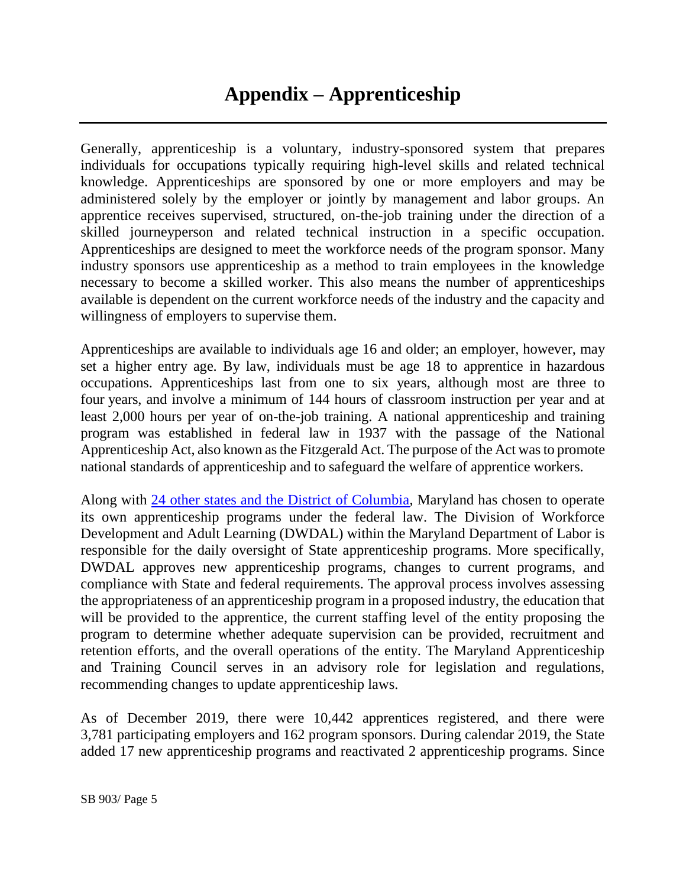# Appendix – Apprenticeship

Generally, apprenticeship is a voluntary, industry-sponsored system that prepares individuals for occupations typically requiring high-level skills and related technical knowledge. Apprenticeships are sponsored by one or more employers and may be administered solely by the employer or jointly by management and labor groups. An apprentice receives supervised, structured, on-the-job training under the direction of a skilled journeyperson and related technical instruction in a specific occupation. Apprenticeships are designed to meet the workforce needs of the program sponsor. Many industry sponsors use apprenticeship as a method to train employees in the knowledge necessary to become a skilled worker. This also means the number of apprenticeships available is dependent on the current workforce needs of the industry and the capacity and willingness of employers to supervise them.

Apprenticeships are available to individuals age 16 and older; an employer, however, may set a higher entry age. By law, individuals must be age 18 to apprentice in hazardous occupations. Apprenticeships last from one to six years, although most are three to four years, and involve a minimum of 144 hours of classroom instruction per year and at least 2,000 hours per year of on-the-job training. A national apprenticeship and training program was established in federal law in 1937 with the passage of the National Apprenticeship Act, also known as the Fitzgerald Act. The purpose of the Act was to promote national standards of apprenticeship and to safeguard the welfare of apprentice workers.

Along with 24 other states and the District of Columbia, Maryland has chosen to operate its own apprenticeship programs under the federal law. The Division of Workforce Development and Adult Learning (DWDAL) within the Maryland Department of Labor is responsible for the daily oversight of State apprenticeship programs. More specifically, DWDAL approves new apprenticeship programs, changes to current programs, and compliance with State and federal requirements. The approval process involves assessing the appropriateness of an apprenticeship program in a proposed industry, the education that will be provided to the apprentice, the current staffing level of the entity proposing the program to determine whether adequate supervision can be provided, recruitment and retention efforts, and the overall operations of the entity. The Maryland Apprenticeship and Training Council serves in an advisory role for legislation and regulations, recommending changes to update apprenticeship laws.

As of December 2019, there were 10,442 apprentices registered, and there were 3,781 participating employers and 162 program sponsors. During calendar 2019, the State added 17 new apprenticeship programs and reactivated 2 apprenticeship programs. Since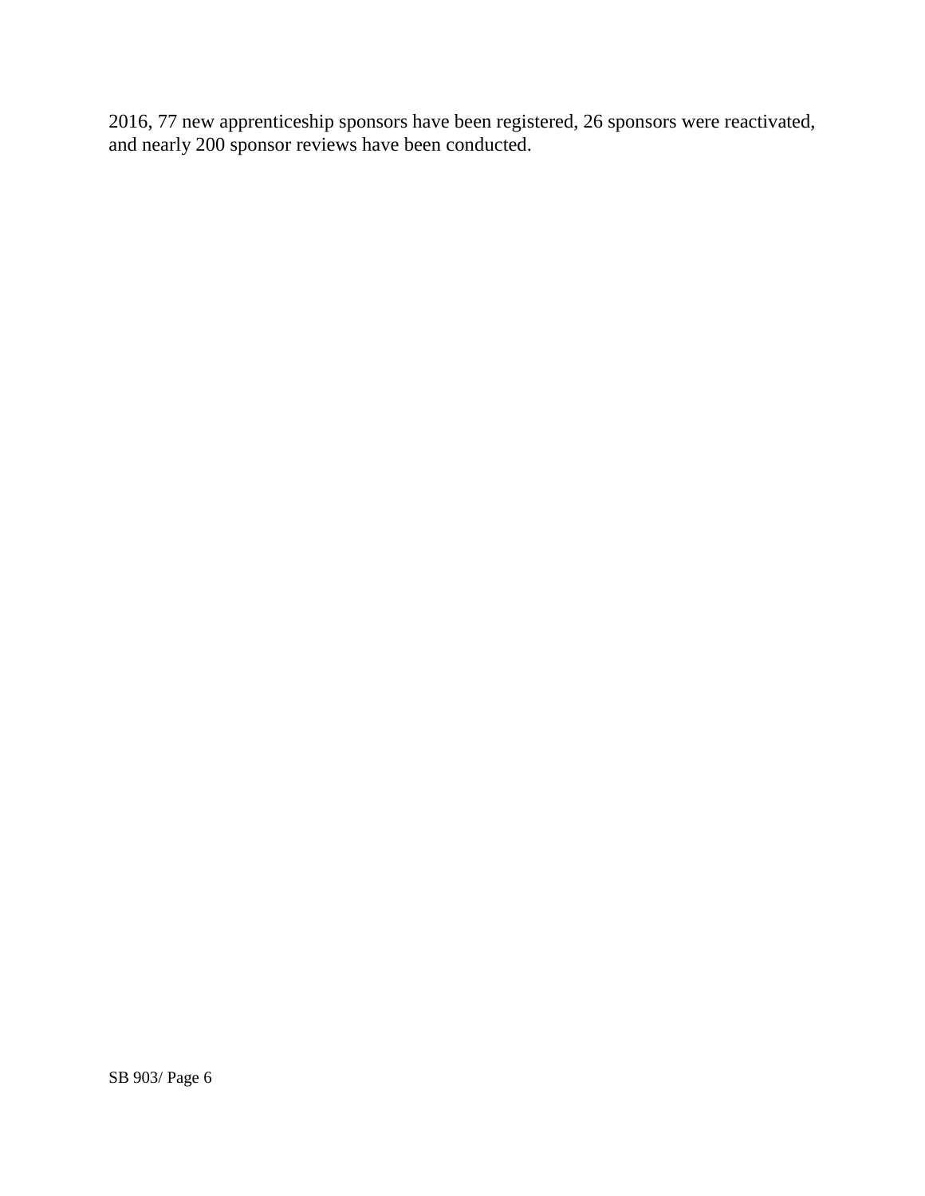2016, 77 new apprenticeship sponsors have been registered, 26 sponsors were reactivated, and nearly 200 sponsor reviews have been conducted.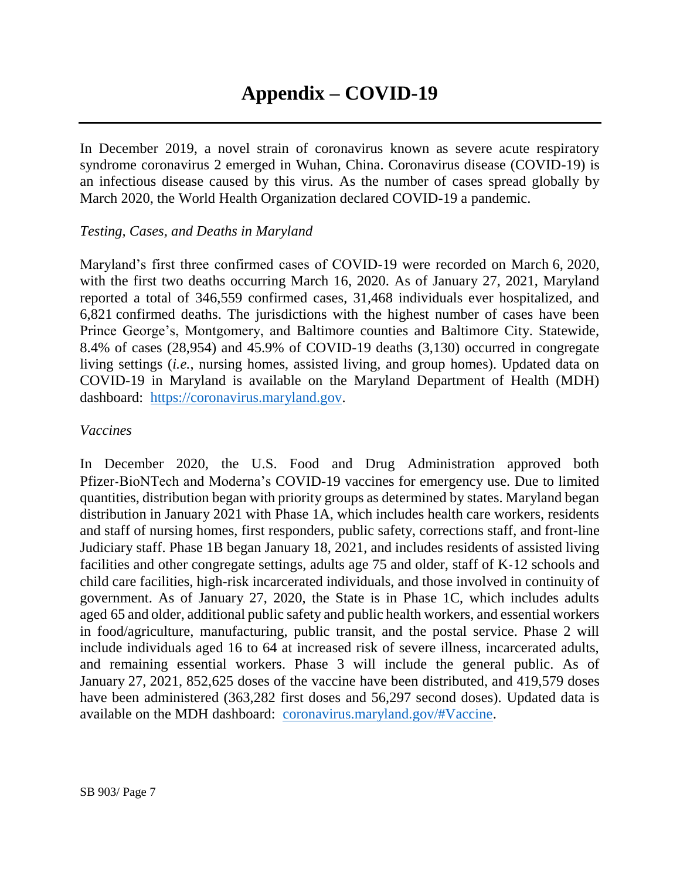# Appendix – COVID-19

In December 2019, a novel strain of coronavirus known as severe acute respiratory syndrome coronavirus 2 emerged in Wuhan, China. Coronavirus disease (COVID-19) is an infectious disease caused by this virus. As the number of cases spread globally by March 2020, the World Health Organization declared COVID-19 a pandemic.

*Testing, Cases, and Deaths in Maryland*

Maryland's first three confirmed cases of COVID-19 were recorded on March 6, 2020, with the first two deaths occurring March 16, 2020. As of January 27, 2021, Maryland reported a total of 346,559 confirmed cases, 31,468 individuals ever hospitalized, and 6,821 confirmed deaths. The jurisdictions with the highest number of cases have been Prince George's, Montgomery, and Baltimore counties and Baltimore City. Statewide, 8.4% of cases (28,954) and 45.9% of COVID-19 deaths (3,130) occurred in congregate living settings (*i.e.*, nursing homes, assisted living, and group homes). Updated data on COVID-19 in Maryland is available on the Maryland Department of Health (MDH) dashboard: [https://coronavirus.maryland.gov](https://coronavirus.maryland.gov).

*Vaccines*

In December 2020, the U.S. Food and Drug Administration approved both Pfizer-BioNTech and Moderna's COVID-19 vaccines for emergency use. Due to limited quantities, distribution began with priority groups as determined by states. Maryland began distribution in January 2021 with Phase 1A, which includes health care workers, residents and staff of nursing homes, first responders, public safety, corrections staff, and front-line Judiciary staff. Phase 1B began January 18, 2021, and includes residents of assisted living facilities and other congregate settings, adults age 75 and older, staff of K-12 schools and child care facilities, high-risk incarcerated individuals, and those involved in continuity of government. As of January 27, 2020, the State is in Phase 1C, which includes adults aged 65 and older, additional public safety and public health workers, and essential workers in food/agriculture, manufacturing, public transit, and the postal service. Phase 2 will include individuals aged 16 to 64 at increased risk of severe illness, incarcerated adults, and remaining essential workers. Phase 3 will include the general public. As of January 27, 2021, 852,625 doses of the vaccine have been distributed, and 419,579 doses have been administered (363,282 first doses and 56,297 second doses). Updated data is available on the MDH dashboard: [coronavirus.maryland.gov/#Vaccine](https://coronavirus.maryland.gov/#Vaccine).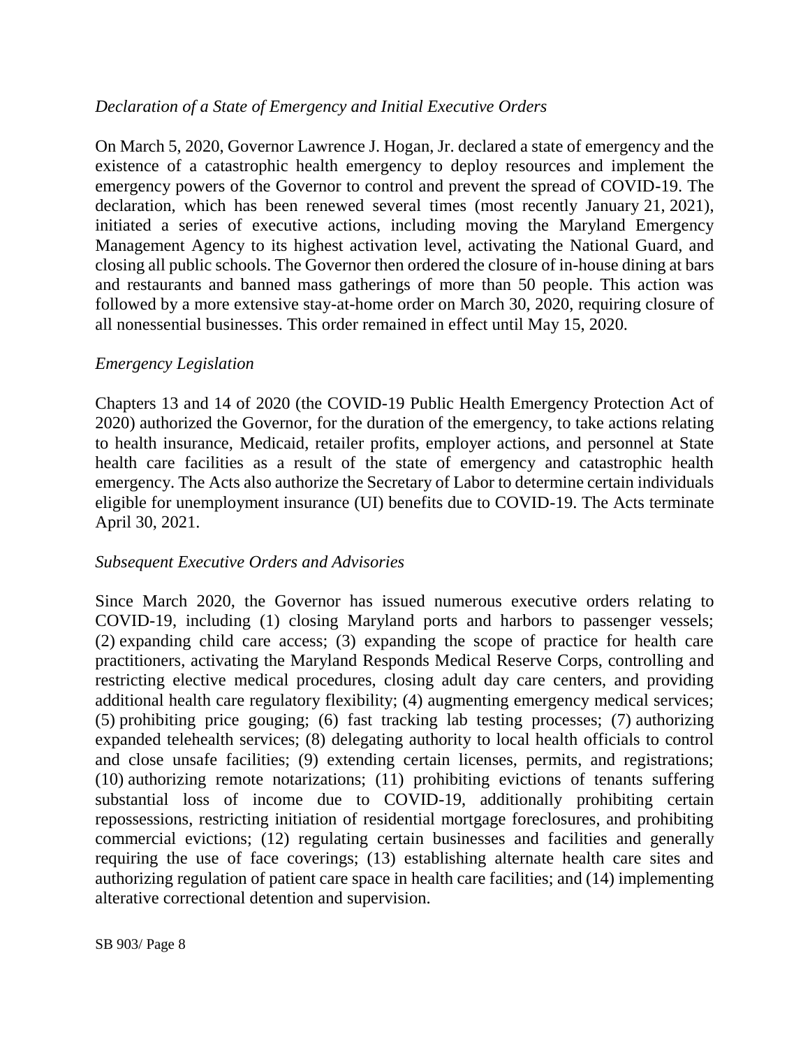*Declaration of a State of Emergency and Initial Executive Orders*

On March 5, 2020, Governor Lawrence J. Hogan, Jr. declared a state of emergency and the existence of a catastrophic health emergency to deploy resources and implement the emergency powers of the Governor to control and prevent the spread of COVID-19. The declaration, which has been renewed several times (most recently January 21, 2021), initiated a series of executive actions, including moving the Maryland Emergency Management Agency to its highest activation level, activating the National Guard, and closing all public schools. The Governor then ordered the closure of in-house dining at bars and restaurants and banned mass gatherings of more than 50 people. This action was followed by a more extensive stay-at-home order on March 30, 2020, requiring closure of all nonessential businesses. This order remained in effect until May 15, 2020.

*Emergency Legislation*

Chapters 13 and 14 of 2020 (the COVID-19 Public Health Emergency Protection Act of 2020) authorized the Governor, for the duration of the emergency, to take actions relating to health insurance, Medicaid, retailer profits, employer actions, and personnel at State health care facilities as a result of the state of emergency and catastrophic health emergency. The Acts also authorize the Secretary of Labor to determine certain individuals eligible for unemployment insurance (UI) benefits due to COVID-19. The Acts terminate April 30, 2021.

*Subsequent Executive Orders and Advisories*

Since March 2020, the Governor has issued numerous executive orders relating to COVID-19, including (1) closing Maryland ports and harbors to passenger vessels; (2) expanding child care access; (3) expanding the scope of practice for health care practitioners, activating the Maryland Responds Medical Reserve Corps, controlling and restricting elective medical procedures, closing adult day care centers, and providing additional health care regulatory flexibility; (4) augmenting emergency medical services; (5) prohibiting price gouging; (6) fast tracking lab testing processes; (7) authorizing expanded telehealth services; (8) delegating authority to local health officials to control and close unsafe facilities; (9) extending certain licenses, permits, and registrations; (10) authorizing remote notarizations; (11) prohibiting evictions of tenants suffering substantial loss of income due to COVID-19, additionally prohibiting certain repossessions, restricting initiation of residential mortgage foreclosures, and prohibiting commercial evictions; (12) regulating certain businesses and facilities and generally requiring the use of face coverings; (13) establishing alternate health care sites and authorizing regulation of patient care space in health care facilities; and (14) implementing alterative correctional detention and supervision.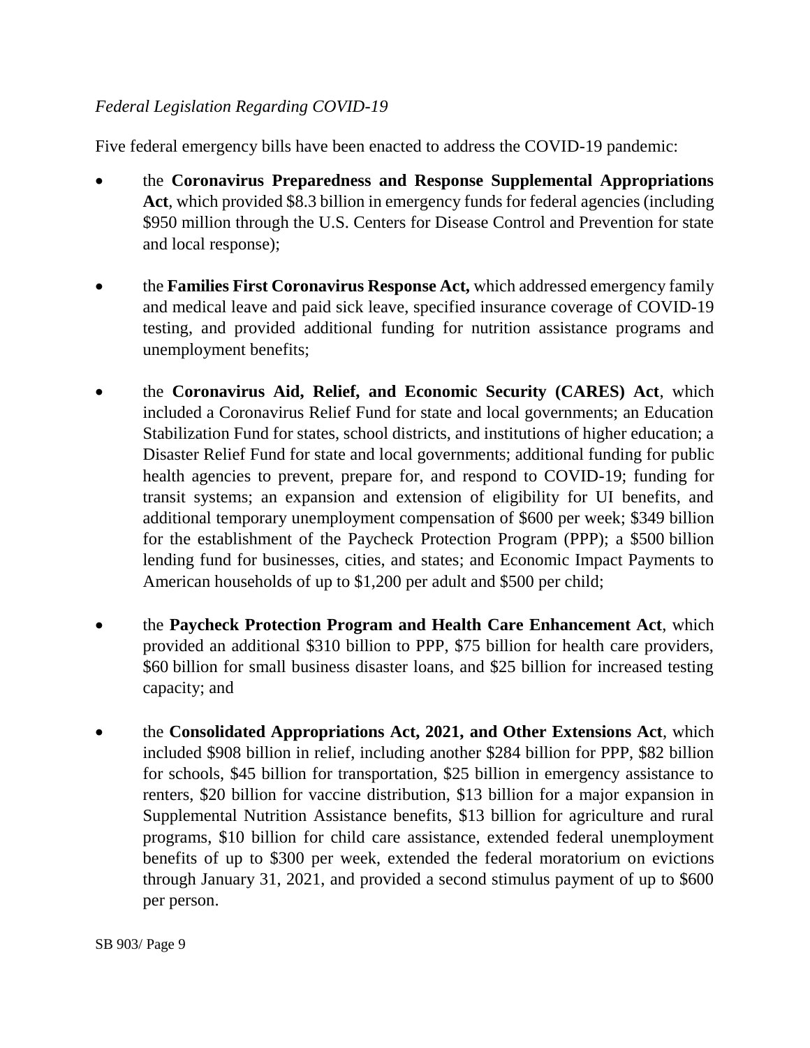*Federal Legislation Regarding COVID-19*

Five federal emergency bills have been enacted to address the COVID-19 pandemic:

- the **Coronavirus Preparedness and Response Supplemental Appropriations Act**, which provided \$8.3 billion in emergency funds for federal agencies (including \$950 million through the U.S. Centers for Disease Control and Prevention for state and local response);

- the **Families First Coronavirus Response Act,** which addressed emergency family and medical leave and paid sick leave, specified insurance coverage of COVID-19 testing, and provided additional funding for nutrition assistance programs and unemployment benefits;

- the **Coronavirus Aid, Relief, and Economic Security (CARES) Act**, which included a Coronavirus Relief Fund for state and local governments; an Education Stabilization Fund for states, school districts, and institutions of higher education; a Disaster Relief Fund for state and local governments; additional funding for public health agencies to prevent, prepare for, and respond to COVID-19; funding for transit systems; an expansion and extension of eligibility for UI benefits, and additional temporary unemployment compensation of \$600 per week; \$349 billion for the establishment of the Paycheck Protection Program (PPP); a \$500 billion lending fund for businesses, cities, and states; and Economic Impact Payments to American households of up to \$1,200 per adult and \$500 per child;

- the **Paycheck Protection Program and Health Care Enhancement Act**, which provided an additional \$310 billion to PPP, \$75 billion for health care providers, \$60 billion for small business disaster loans, and \$25 billion for increased testing capacity; and

- the **Consolidated Appropriations Act, 2021, and Other Extensions Act**, which included \$908 billion in relief, including another \$284 billion for PPP, \$82 billion for schools, \$45 billion for transportation, \$25 billion in emergency assistance to renters, \$20 billion for vaccine distribution, \$13 billion for a major expansion in Supplemental Nutrition Assistance benefits, \$13 billion for agriculture and rural programs, \$10 billion for child care assistance, extended federal unemployment benefits of up to \$300 per week, extended the federal moratorium on evictions through January 31, 2021, and provided a second stimulus payment of up to \$600 per person.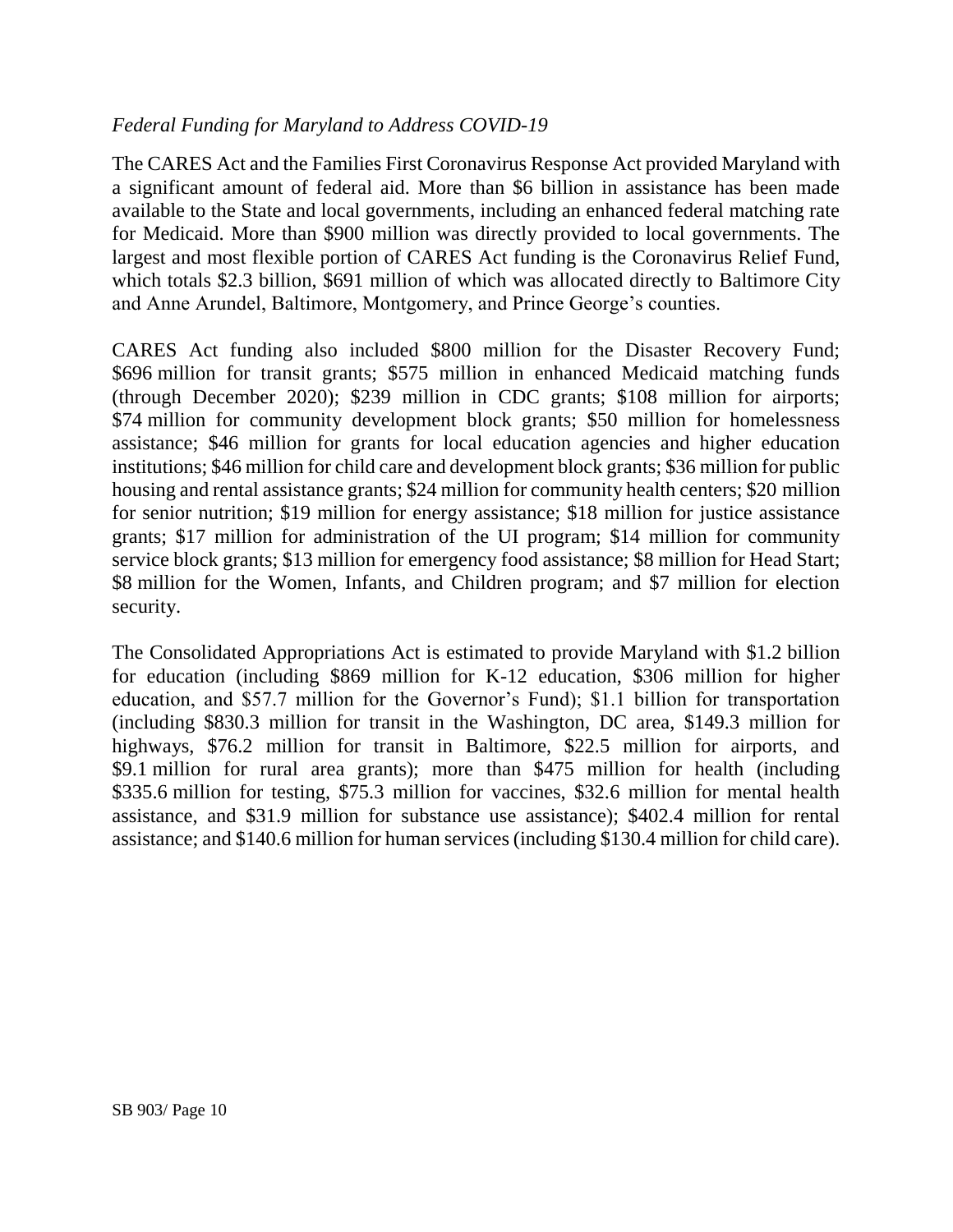*Federal Funding for Maryland to Address COVID-19*

The CARES Act and the Families First Coronavirus Response Act provided Maryland with a significant amount of federal aid. More than $6 billion in assistance has been made available to the State and local governments, including an enhanced federal matching rate for Medicaid. More than $900 million was directly provided to local governments. The largest and most flexible portion of CARES Act funding is the Coronavirus Relief Fund, which totals $2.3 billion, $691 million of which was allocated directly to Baltimore City and Anne Arundel, Baltimore, Montgomery, and Prince George's counties.

CARES Act funding also included $800 million for the Disaster Recovery Fund; $696 million for transit grants; $575 million in enhanced Medicaid matching funds (through December 2020); $239 million in CDC grants; $108 million for airports; $74 million for community development block grants; $50 million for homelessness assistance; $46 million for grants for local education agencies and higher education institutions; $46 million for child care and development block grants; $36 million for public housing and rental assistance grants; $24 million for community health centers; $20 million for senior nutrition; $19 million for energy assistance; $18 million for justice assistance grants; $17 million for administration of the UI program; $14 million for community service block grants; $13 million for emergency food assistance; $8 million for Head Start; $8 million for the Women, Infants, and Children program; and $7 million for election security.

The Consolidated Appropriations Act is estimated to provide Maryland with $1.2 billion for education (including $869 million for K-12 education, $306 million for higher education, and $57.7 million for the Governor's Fund); $1.1 billion for transportation (including $830.3 million for transit in the Washington, DC area, $149.3 million for highways, $76.2 million for transit in Baltimore, $22.5 million for airports, and $9.1 million for rural area grants); more than $475 million for health (including $335.6 million for testing, $75.3 million for vaccines, $32.6 million for mental health assistance, and $31.9 million for substance use assistance); $402.4 million for rental assistance; and $140.6 million for human services (including $130.4 million for child care).